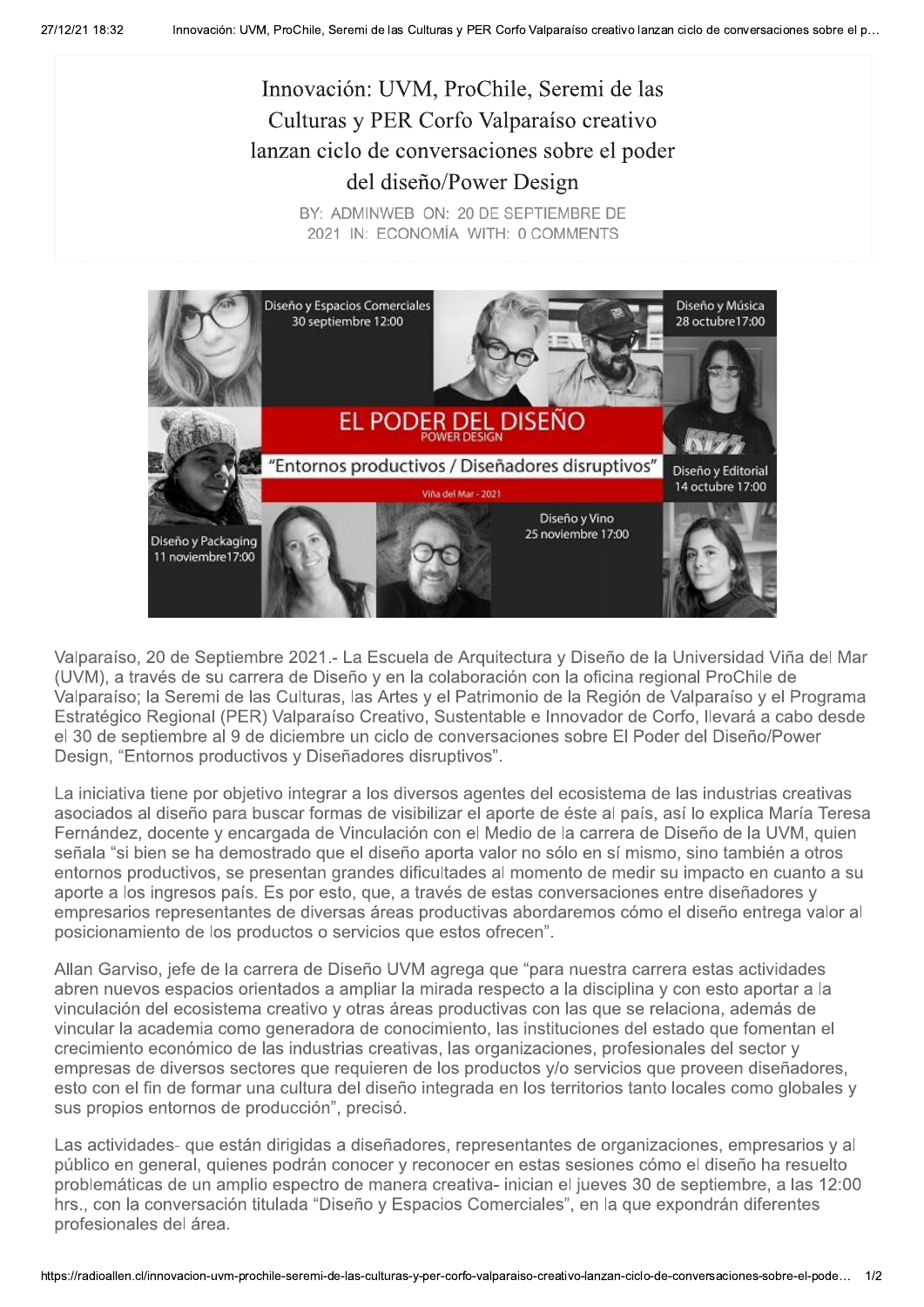# Innovación: UVM, ProChile, Seremi de las Culturas y PER Corfo Valparaíso creativo lanzan ciclo de conversaciones sobre el poder del diseño/Power Design

BY: ADMINWEB ON: 20 DE SEPTIEMBRE DE 2021 IN: ECONOMÍA WITH: 0 COMMENTS

Valparaíso, 20 de Septiembre 2021.- La Escuela de Arquitectura y Diseño de la Universidad Viña del Mar (UVM), a través de su carrera de Diseño y en la colaboración con la oficina regional ProChile de Valparaíso; la Seremi de las Culturas, las Artes y el Patrimonio de la Región de Valparaíso y el Programa Estratégico Regional (PER) Valparaíso Creativo, Sustentable e Innovador de Corfo, llevará a cabo desde el 30 de septiembre al 9 de diciembre un ciclo de conversaciones sobre El Poder del Diseño/Power Design, "Entornos productivos y Diseñadores disruptivos".

La iniciativa tiene por objetivo integrar a los diversos agentes del ecosistema de las industrias creativas asociados al diseño para buscar formas de visibilizar el aporte de éste al país, así lo explica María Teresa Fernández, docente y encargada de Vinculación con el Medio de la carrera de Diseño de la UVM, quien señala "si bien se ha demostrado que el diseño aporta valor no sólo en sí mismo, sino también a otros entornos productivos, se presentan grandes dificultades al momento de medir su impacto en cuanto a su aporte a los ingresos país. Es por esto, que, a través de estas conversaciones entre diseñadores y empresarios representantes de diversas áreas productivas abordaremos cómo el diseño entrega valor al posicionamiento de los productos o servicios que estos ofrecen".

Allan Garviso, jefe de la carrera de Diseño UVM agrega que "para nuestra carrera estas actividades abren nuevos espacios orientados a ampliar la mirada respecto a la disciplina y con esto aportar a la vinculación del ecosistema creativo y otras áreas productivas con las que se relaciona, además de vincular la academia como generadora de conocimiento, las instituciones del estado que fomentan el crecimiento económico de las industrias creativas, las organizaciones, profesionales del sector y empresas de diversos sectores que requieren de los productos y/o servicios que proveen diseñadores, esto con el fin de formar una cultura del diseño integrada en los territorios tanto locales como globales y sus propios entornos de producción", precisó.

Las actividades- que están dirigidas a diseñadores, representantes de organizaciones, empresarios y al público en general, quienes podrán conocer y reconocer en estas sesiones cómo el diseño ha resuelto problemáticas de un amplio espectro de manera creativa- inician el jueves 30 de septiembre, a las 12:00 hrs., con la conversación titulada "Diseño y Espacios Comerciales", en la que expondrán diferentes profesionales del área.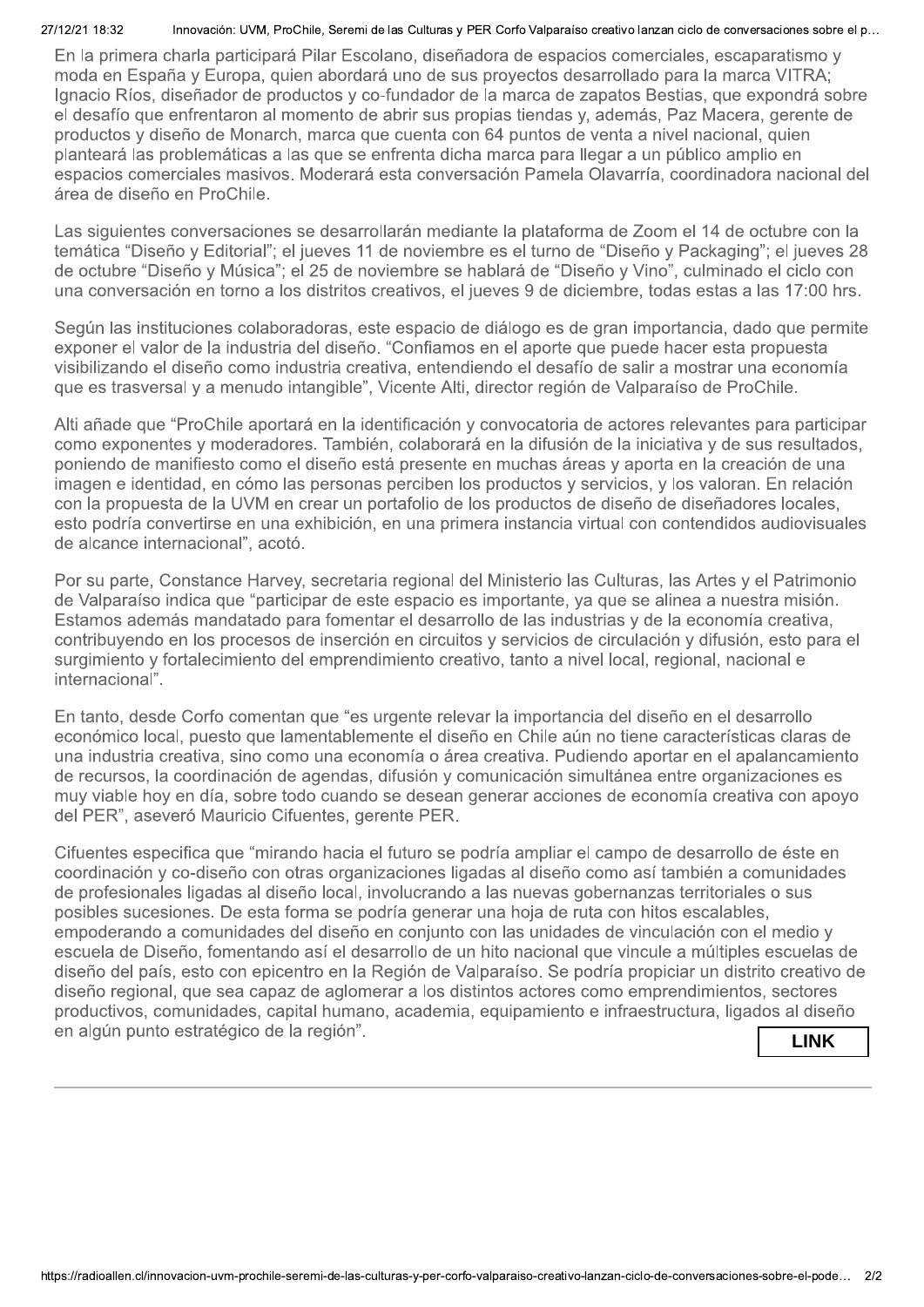En la primera charla participará Pilar Escolano, diseñadora de espacios comerciales, escaparatismo y moda en España y Europa, quien abordará uno de sus proyectos desarrollado para la marca VITRA; Ignacio Ríos, diseñador de productos y co-fundador de la marca de zapatos Bestias, que expondrá sobre el desafío que enfrentaron al momento de abrir sus propias tiendas y, además, Paz Macera, gerente de productos y diseño de Monarch, marca que cuenta con 64 puntos de venta a nivel nacional, quien planteará las problemáticas a las que se enfrenta dicha marca para llegar a un público amplio en espacios comerciales masivos. Moderará esta conversación Pamela Olavarría, coordinadora nacional del área de diseño en ProChile.

Las siguientes conversaciones se desarrollarán mediante la plataforma de Zoom el 14 de octubre con la temática "Diseño y Editorial"; el jueves 11 de noviembre es el turno de "Diseño y Packaging"; el jueves 28 de octubre "Diseño y Música"; el 25 de noviembre se hablará de "Diseño y Vino", culminado el ciclo con una conversación en torno a los distritos creativos, el jueves 9 de diciembre, todas estas a las 17:00 hrs.

Según las instituciones colaboradoras, este espacio de diálogo es de gran importancia, dado que permite exponer el valor de la industria del diseño. "Confiamos en el aporte que puede hacer esta propuesta visibilizando el diseño como industria creativa, entendiendo el desafío de salir a mostrar una economía que es trasversal y a menudo intangible", Vicente Alti, director región de Valparaíso de ProChile.

Alti añade que "ProChile aportará en la identificación y convocatoria de actores relevantes para participar como exponentes y moderadores. También, colaborará en la difusión de la iniciativa y de sus resultados, poniendo de manifiesto como el diseño está presente en muchas áreas y aporta en la creación de una imagen e identidad, en cómo las personas perciben los productos y servicios, y los valoran. En relación con la propuesta de la UVM en crear un portafolio de los productos de diseño de diseñadores locales, esto podría convertirse en una exhibición, en una primera instancia virtual con contendidos audiovisuales de alcance internacional", acotó.

Por su parte, Constance Harvey, secretaria regional del Ministerio las Culturas, las Artes y el Patrimonio de Valparaíso indica que "participar de este espacio es importante, ya que se alinea a nuestra misión. Estamos además mandatado para fomentar el desarrollo de las industrias y de la economía creativa, contribuyendo en los procesos de inserción en circuitos y servicios de circulación y difusión, esto para el surgimiento y fortalecimiento del emprendimiento creativo, tanto a nivel local, regional, nacional e internacional".

En tanto, desde Corfo comentan que "es urgente relevar la importancia del diseño en el desarrollo económico local, puesto que lamentablemente el diseño en Chile aún no tiene características claras de una industria creativa, sino como una economía o área creativa. Pudiendo aportar en el apalancamiento de recursos, la coordinación de agendas, difusión y comunicación simultánea entre organizaciones es muy viable hoy en día, sobre todo cuando se desean generar acciones de economía creativa con apoyo del PER", aseveró Mauricio Cifuentes, gerente PER.

Cifuentes especifica que "mirando hacia el futuro se podría ampliar el campo de desarrollo de éste en coordinación y co-diseño con otras organizaciones ligadas al diseño como así también a comunidades de profesionales ligadas al diseño local, involucrando a las nuevas gobernanzas territoriales o sus posibles sucesiones. De esta forma se podría generar una hoja de ruta con hitos escalables, empoderando a comunidades del diseño en conjunto con las unidades de vinculación con el medio y escuela de Diseño, fomentando así el desarrollo de un hito nacional que vincule a múltiples escuelas de diseño del país, esto con epicentro en la Región de Valparaíso. Se podría propiciar un distrito creativo de diseño regional, que sea capaz de aglomerar a los distintos actores como emprendimientos, sectores productivos, comunidades, capital humano, academia, equipamiento e infraestructura, ligados al diseño en algún punto estratégico de la región".

**LINK**